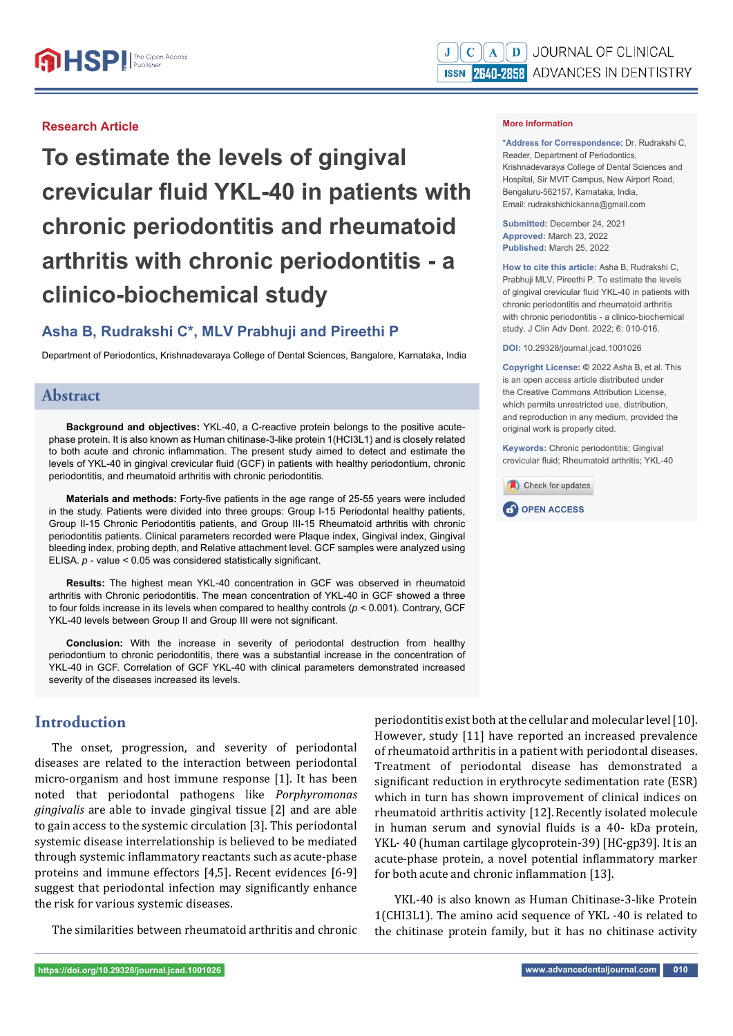Research Article

# To estimate the levels of gingival crevicular fluid YKL-40 in patients with chronic periodontitis and rheumatoid arthritis with chronic periodontitis - a clinico-biochemical study

## Asha B, Rudrakshi C*, MLV Prabhuji and Pireethi P

Department of Periodontics, Krishnadevaraya College of Dental Sciences, Bangalore, Karnataka, India

**More Information**

***Address for Correspondence:** Dr. Rudrakshi C, Reader, Department of Periodontics, Krishnadevaraya College of Dental Sciences and Hospital, Sir MVIT Campus, New Airport Road, Bengaluru-562157, Karnataka, India, Email: rudrakshichickanna@gmail.com

**Submitted:** December 24, 2021
**Approved:** March 23, 2022
**Published:** March 25, 2022

**How to cite this article:** Asha B, Rudrakshi C, Prabhuji MLV, Pireethi P. To estimate the levels of gingival crevicular fluid YKL-40 in patients with chronic periodontitis and rheumatoid arthritis with chronic periodontitis - a clinico-biochemical study. J Clin Adv Dent. 2022; 6: 010-016.

**DOI:** 10.29328/journal.jcad.1001026

**Copyright License:** © 2022 Asha B, et al. This is an open access article distributed under the Creative Commons Attribution License, which permits unrestricted use, distribution, and reproduction in any medium, provided the original work is properly cited.

**Keywords:** Chronic periodontitis; Gingival crevicular fluid; Rheumatoid arthritis; YKL-40

## Abstract

**Background and objectives:** YKL-40, a C-reactive protein belongs to the positive acute-phase protein. It is also known as Human chitinase-3-like protein 1(HCI3L1) and is closely related to both acute and chronic inflammation. The present study aimed to detect and estimate the levels of YKL-40 in gingival crevicular fluid (GCF) in patients with healthy periodontium, chronic periodontitis, and rheumatoid arthritis with chronic periodontitis.

**Materials and methods:** Forty-five patients in the age range of 25-55 years were included in the study. Patients were divided into three groups: Group I-15 Periodontal healthy patients, Group II-15 Chronic Periodontitis patients, and Group III-15 Rheumatoid arthritis with chronic periodontitis patients. Clinical parameters recorded were Plaque index, Gingival index, Gingival bleeding index, probing depth, and Relative attachment level. GCF samples were analyzed using ELISA. *p* - value < 0.05 was considered statistically significant.

**Results:** The highest mean YKL-40 concentration in GCF was observed in rheumatoid arthritis with Chronic periodontitis. The mean concentration of YKL-40 in GCF showed a three to four folds increase in its levels when compared to healthy controls ($p < 0.001$). Contrary, GCF YKL-40 levels between Group II and Group III were not significant.

**Conclusion:** With the increase in severity of periodontal destruction from healthy periodontium to chronic periodontitis, there was a substantial increase in the concentration of YKL-40 in GCF. Correlation of GCF YKL-40 with clinical parameters demonstrated increased severity of the diseases increased its levels.

## Introduction

The onset, progression, and severity of periodontal diseases are related to the interaction between periodontal micro-organism and host immune response [1]. It has been noted that periodontal pathogens like *Porphyromonas gingivalis* are able to invade gingival tissue [2] and are able to gain access to the systemic circulation [3]. This periodontal systemic disease interrelationship is believed to be mediated through systemic inflammatory reactants such as acute-phase proteins and immune effectors [4,5]. Recent evidences [6-9] suggest that periodontal infection may significantly enhance the risk for various systemic diseases.

The similarities between rheumatoid arthritis and chronic periodontitis exist both at the cellular and molecular level [10]. However, study [11] have reported an increased prevalence of rheumatoid arthritis in a patient with periodontal diseases. Treatment of periodontal disease has demonstrated a significant reduction in erythrocyte sedimentation rate (ESR) which in turn has shown improvement of clinical indices on rheumatoid arthritis activity [12]. Recently isolated molecule in human serum and synovial fluids is a 40- kDa protein, YKL- 40 (human cartilage glycoprotein-39) [HC-gp39]. It is an acute-phase protein, a novel potential inflammatory marker for both acute and chronic inflammation [13].

YKL-40 is also known as Human Chitinase-3-like Protein 1(CHI3L1). The amino acid sequence of YKL -40 is related to the chitinase protein family, but it has no chitinase activity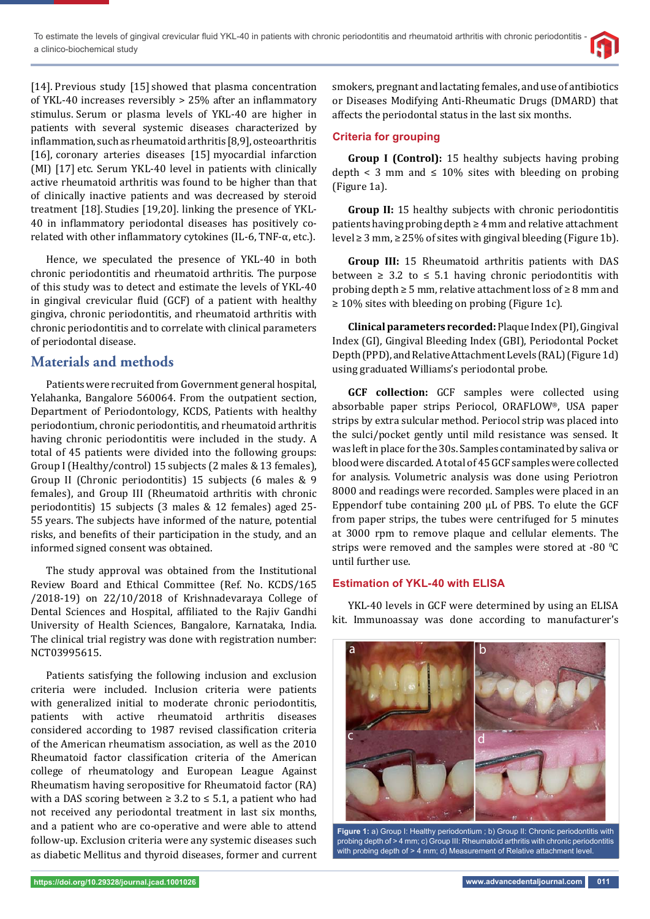[14]. Previous study [15] showed that plasma concentration of YKL-40 increases reversibly > 25% after an inflammatory stimulus. Serum or plasma levels of YKL-40 are higher in patients with several systemic diseases characterized by inflammation, such as rheumatoid arthritis [8,9], osteoarthritis [16], coronary arteries diseases [15] myocardial infarction (MI) [17] etc. Serum YKL-40 level in patients with clinically active rheumatoid arthritis was found to be higher than that of clinically inactive patients and was decreased by steroid treatment [18]. Studies [19,20]. linking the presence of YKL-40 in inflammatory periodontal diseases has positively co-related with other inflammatory cytokines (IL-6, TNF-α, etc.).

Hence, we speculated the presence of YKL-40 in both chronic periodontitis and rheumatoid arthritis. The purpose of this study was to detect and estimate the levels of YKL-40 in gingival crevicular fluid (GCF) of a patient with healthy gingiva, chronic periodontitis, and rheumatoid arthritis with chronic periodontitis and to correlate with clinical parameters of periodontal disease.

## Materials and methods

Patients were recruited from Government general hospital, Yelahanka, Bangalore 560064. From the outpatient section, Department of Periodontology, KCDS, Patients with healthy periodontium, chronic periodontitis, and rheumatoid arthritis having chronic periodontitis were included in the study. A total of 45 patients were divided into the following groups: Group I (Healthy/control) 15 subjects (2 males & 13 females), Group II (Chronic periodontitis) 15 subjects (6 males & 9 females), and Group III (Rheumatoid arthritis with chronic periodontitis) 15 subjects (3 males & 12 females) aged 25-55 years. The subjects have informed of the nature, potential risks, and benefits of their participation in the study, and an informed signed consent was obtained.

The study approval was obtained from the Institutional Review Board and Ethical Committee (Ref. No. KCDS/165 /2018-19) on 22/10/2018 of Krishnadevaraya College of Dental Sciences and Hospital, affiliated to the Rajiv Gandhi University of Health Sciences, Bangalore, Karnataka, India. The clinical trial registry was done with registration number: NCT03995615.

Patients satisfying the following inclusion and exclusion criteria were included. Inclusion criteria were patients with generalized initial to moderate chronic periodontitis, patients with active rheumatoid arthritis diseases considered according to 1987 revised classification criteria of the American rheumatism association, as well as the 2010 Rheumatoid factor classification criteria of the American college of rheumatology and European League Against Rheumatism having seropositive for Rheumatoid factor (RA) with a DAS scoring between ≥ 3.2 to ≤ 5.1, a patient who had not received any periodontal treatment in last six months, and a patient who are co-operative and were able to attend follow-up. Exclusion criteria were any systemic diseases such as diabetic Mellitus and thyroid diseases, former and current smokers, pregnant and lactating females, and use of antibiotics or Diseases Modifying Anti-Rheumatic Drugs (DMARD) that affects the periodontal status in the last six months.

### Criteria for grouping

**Group I (Control):** 15 healthy subjects having probing depth < 3 mm and ≤ 10% sites with bleeding on probing (Figure 1a).

**Group II:** 15 healthy subjects with chronic periodontitis patients having probing depth ≥ 4 mm and relative attachment level ≥ 3 mm, ≥ 25% of sites with gingival bleeding (Figure 1b).

**Group III:** 15 Rheumatoid arthritis patients with DAS between ≥ 3.2 to ≤ 5.1 having chronic periodontitis with probing depth ≥ 5 mm, relative attachment loss of ≥ 8 mm and ≥ 10% sites with bleeding on probing (Figure 1c).

**Clinical parameters recorded:** Plaque Index (PI), Gingival Index (GI), Gingival Bleeding Index (GBI), Periodontal Pocket Depth (PPD), and Relative Attachment Levels (RAL) (Figure 1d) using graduated Williams's periodontal probe.

**GCF collection:** GCF samples were collected using absorbable paper strips Periocol, ORAFLOW®, USA paper strips by extra sulcular method. Periocol strip was placed into the sulci/pocket gently until mild resistance was sensed. It was left in place for the 30s. Samples contaminated by saliva or blood were discarded. A total of 45 GCF samples were collected for analysis. Volumetric analysis was done using Periotron 8000 and readings were recorded. Samples were placed in an Eppendorf tube containing 200 μL of PBS. To elute the GCF from paper strips, the tubes were centrifuged for 5 minutes at 3000 rpm to remove plaque and cellular elements. The strips were removed and the samples were stored at -80 $^{0}$C until further use.

### Estimation of YKL-40 with ELISA

YKL-40 levels in GCF were determined by using an ELISA kit. Immunoassay was done according to manufacturer's

**Figure 1:** a) Group I: Healthy periodontium ; b) Group II: Chronic periodontitis with probing depth of > 4 mm; c) Group III: Rheumatoid arthritis with chronic periodontitis with probing depth of > 4 mm; d) Measurement of Relative attachment level.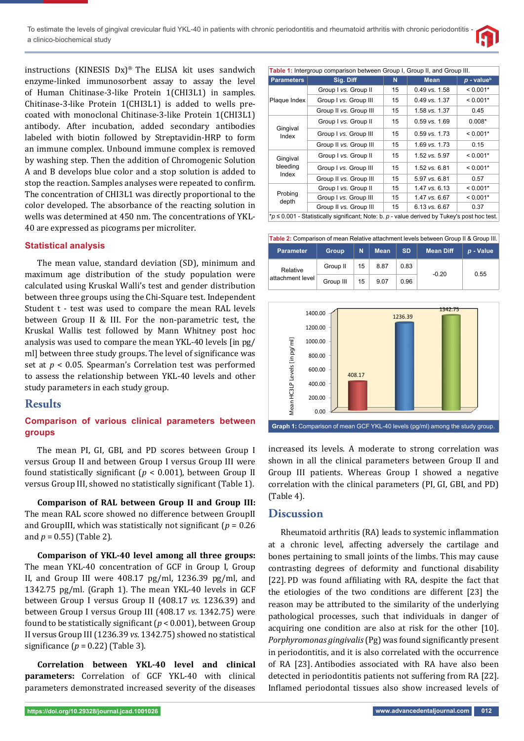instructions (KINESIS Dx)® The ELISA kit uses sandwich enzyme-linked immunosorbent assay to assay the level of Human Chitinase-3-like Protein 1(CHI3L1) in samples. Chitinase-3-like Protein 1(CHI3L1) is added to wells pre-coated with monoclonal Chitinase-3-like Protein 1(CHI3L1) antibody. After incubation, added secondary antibodies labeled with biotin followed by Streptavidin-HRP to form an immune complex. Unbound immune complex is removed by washing step. Then the addition of Chromogenic Solution A and B develops blue color and a stop solution is added to stop the reaction. Samples analyses were repeated to confirm. The concentration of CHI3L1 was directly proportional to the color developed. The absorbance of the reacting solution in wells was determined at 450 nm. The concentrations of YKL-40 are expressed as picograms per microliter.

### Statistical analysis

The mean value, standard deviation (SD), minimum and maximum age distribution of the study population were calculated using Kruskal Walli's test and gender distribution between three groups using the Chi-Square test. Independent Student t - test was used to compare the mean RAL levels between Group II & III. For the non-parametric test, the Kruskal Wallis test followed by Mann Whitney post hoc analysis was used to compare the mean YKL-40 levels [in pg/ml] between three study groups. The level of significance was set at $p < 0.05$. Spearman's Correlation test was performed to assess the relationship between YKL-40 levels and other study parameters in each study group.

## Results

### Comparison of various clinical parameters between groups

The mean PI, GI, GBI, and PD scores between Group I versus Group II and between Group I versus Group III were found statistically significant ($p < 0.001$), between Group II versus Group III, showed no statistically significant (Table 1).

**Comparison of RAL between Group II and Group III:** The mean RAL score showed no difference between GroupII and GroupIII, which was statistically not significant ($p = 0.26$ and $p = 0.55$) (Table 2).

**Comparison of YKL-40 level among all three groups:** The mean YKL-40 concentration of GCF in Group I, Group II, and Group III were 408.17 pg/ml, 1236.39 pg/ml, and 1342.75 pg/ml. (Graph 1). The mean YKL-40 levels in GCF between Group I versus Group II (408.17 *vs.* 1236.39) and between Group I versus Group III (408.17 *vs.* 1342.75) were found to be statistically significant ($p < 0.001$), between Group II versus Group III (1236.39 *vs.* 1342.75) showed no statistical significance ($p = 0.22$) (Table 3).

**Correlation between YKL-40 level and clinical parameters:** Correlation of GCF YKL-40 with clinical parameters demonstrated increased severity of the diseases increased its levels. A moderate to strong correlation was shown in all the clinical parameters between Group II and Group III patients. Whereas Group I showed a negative correlation with the clinical parameters (PI, GI, GBI, and PD) (Table 4).

**Table 1:** Intergroup comparison between Group I, Group II, and Group III.

| Parameters | Sig. Diff | N | Mean | p - value[b] |
|---|---|---|---|---|
| Plaque Index | Group I *vs.* Group II | 15 | 0.49 *vs.* 1.58 | < 0.001* |
| | Group I *vs.* Group III | 15 | 0.49 *vs.* 1.37 | < 0.001* |
| | Group II *vs.* Group III | 15 | 1.58 *vs.* 1.37 | 0.45 |
| Gingival Index | Group I *vs.* Group II | 15 | 0.59 *vs.* 1.69 | 0.008* |
| | Group I *vs.* Group III | 15 | 0.59 *vs.* 1.73 | < 0.001* |
| | Group II *vs.* Group III | 15 | 1.69 *vs.* 1.73 | 0.15 |
| Gingival bleeding Index | Group I *vs.* Group II | 15 | 1.52 *vs.* 5.97 | < 0.001* |
| | Group I *vs.* Group III | 15 | 1.52 *vs.* 6.81 | < 0.001* |
| | Group II *vs.* Group III | 15 | 5.97 *vs.* 6.81 | 0.57 |
| Probing depth | Group I *vs.* Group II | 15 | 1.47 *vs.* 6.13 | < 0.001* |
| | Group I *vs.* Group III | 15 | 1.47 *vs.* 6.67 | < 0.001* |
| | Group II *vs.* Group III | 15 | 6.13 *vs.* 6.67 | 0.37 |

*$p \le 0.001$ - Statistically significant; Note: b. $p$ - value derived by Tukey's post hoc test.

**Table 2:** Comparison of mean Relative attachment levels between Group II & Group III.

| Parameter | Group | N | Mean | SD | Mean Diff | p - Value |
|---|---|---|---|---|---|---|
| Relative attachment level | Group II | 15 | 8.87 | 0.83 | -0.20 | 0.55 |
| | Group III | 15 | 9.07 | 0.96 | | |

**Graph 1:** Comparison of mean GCF YKL-40 levels (pg/ml) among the study group.

## Discussion

Rheumatoid arthritis (RA) leads to systemic inflammation at a chronic level, affecting adversely the cartilage and bones pertaining to small joints of the limbs. This may cause contrasting degrees of deformity and functional disability [22]. PD was found affiliating with RA, despite the fact that the etiologies of the two conditions are different [23] the reason may be attributed to the similarity of the underlying pathological processes, such that individuals in danger of acquiring one condition are also at risk for the other [10]. *Porphyromonas gingivalis* (Pg) was found significantly present in periodontitis, and it is also correlated with the occurrence of RA [23]. Antibodies associated with RA have also been detected in periodontitis patients not suffering from RA [22]. Inflamed periodontal tissues also show increased levels of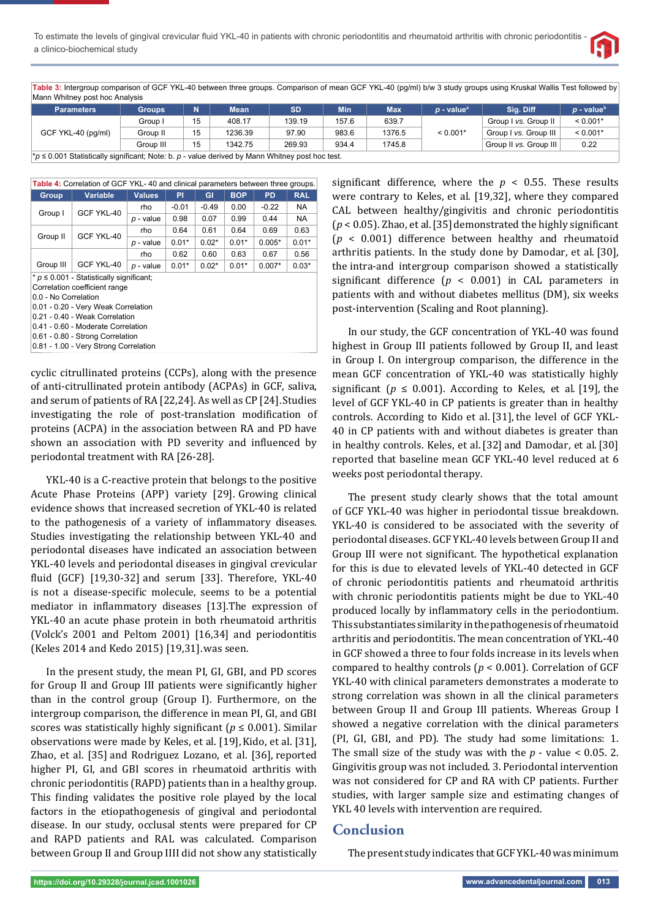**Table 3:** Intergroup comparison of GCF YKL-40 between three groups. Comparison of mean GCF YKL-40 (pg/ml) b/w 3 study groups using Kruskal Wallis Test followed by Mann Whitney post hoc Analysis

| Parameters | Groups | N | Mean | SD | Min | Max | *p* - value[a] | Sig. Diff | *p* - value[b] |
|---|---|---|---|---|---|---|---|---|---|
| GCF YKL-40 (pg/ml) | Group I | 15 | 408.17 | 139.19 | 157.6 | 639.7 | < 0.001* | Group I *vs.* Group II | < 0.001* |
| | Group II | 15 | 1236.39 | 97.90 | 983.6 | 1376.5 | | Group I *vs.* Group III | < 0.001* |
| | Group III | 15 | 1342.75 | 269.93 | 934.4 | 1745.8 | | Group II *vs.* Group III | 0.22 |

*p ≤ 0.001 Statistically significant; Note: b. *p* - value derived by Mann Whitney post hoc test.

**Table 4:** Correlation of GCF YKL- 40 and clinical parameters between three groups.

| Group | Variable | Values | PI | GI | BOP | PD | RAL |
|---|---|---|---|---|---|---|---|
| Group I | GCF YKL-40 | rho | -0.01 | -0.49 | 0.00 | -0.22 | NA |
| | | *p* - value | 0.98 | 0.07 | 0.99 | 0.44 | NA |
| Group II | GCF YKL-40 | rho | 0.64 | 0.61 | 0.64 | 0.69 | 0.63 |
| | | *p* - value | 0.01* | 0.02* | 0.01* | 0.005* | 0.01* |
| Group III | GCF YKL-40 | rho | 0.62 | 0.60 | 0.63 | 0.67 | 0.56 |
| | | *p* - value | 0.01* | 0.02* | 0.01* | 0.007* | 0.03* |

\* *p* ≤ 0.001 - Statistically significant;
Correlation coefficient range
0.0 - No Correlation
0.01 - 0.20 - Very Weak Correlation
0.21 - 0.40 - Weak Correlation
0.41 - 0.60 - Moderate Correlation
0.61 - 0.80 - Strong Correlation
0.81 - 1.00 - Very Strong Correlation

cyclic citrullinated proteins (CCPs), along with the presence of anti-citrullinated protein antibody (ACPAs) in GCF, saliva, and serum of patients of RA [22,24]. As well as CP [24].Studies investigating the role of post-translation modification of proteins (ACPA) in the association between RA and PD have shown an association with PD severity and influenced by periodontal treatment with RA [26-28].

YKL-40 is a C-reactive protein that belongs to the positive Acute Phase Proteins (APP) variety [29]. Growing clinical evidence shows that increased secretion of YKL-40 is related to the pathogenesis of a variety of inflammatory diseases. Studies investigating the relationship between YKL-40 and periodontal diseases have indicated an association between YKL-40 levels and periodontal diseases in gingival crevicular fluid (GCF) [19,30-32] and serum [33]. Therefore, YKL-40 is not a disease-specific molecule, seems to be a potential mediator in inflammatory diseases [13].The expression of YKL-40 an acute phase protein in both rheumatoid arthritis (Volck's 2001 and Peltom 2001) [16,34] and periodontitis (Keles 2014 and Kedo 2015) [19,31].was seen.

In the present study, the mean PI, GI, GBI, and PD scores for Group II and Group III patients were significantly higher than in the control group (Group I). Furthermore, on the intergroup comparison, the difference in mean PI, GI, and GBI scores was statistically highly significant ($p \leq 0.001$). Similar observations were made by Keles, et al. [19], Kido, et al. [31], Zhao, et al. [35] and Rodriguez Lozano, et al. [36], reported higher PI, GI, and GBI scores in rheumatoid arthritis with chronic periodontitis (RAPD) patients than in a healthy group. This finding validates the positive role played by the local factors in the etiopathogenesis of gingival and periodontal disease. In our study, occlusal stents were prepared for CP and RAPD patients and RAL was calculated. Comparison between Group II and Group IIII did not show any statistically significant difference, where the $p < 0.55$. These results were contrary to Keles, et al. [19,32], where they compared CAL between healthy/gingivitis and chronic periodontitis ($p < 0.05$). Zhao, et al. [35] demonstrated the highly significant ($p < 0.001$) difference between healthy and rheumatoid arthritis patients. In the study done by Damodar, et al. [30], the intra-and intergroup comparison showed a statistically significant difference ($p < 0.001$) in CAL parameters in patients with and without diabetes mellitus (DM), six weeks post-intervention (Scaling and Root planning).

In our study, the GCF concentration of YKL-40 was found highest in Group III patients followed by Group II, and least in Group I. On intergroup comparison, the difference in the mean GCF concentration of YKL-40 was statistically highly significant ($p \leq 0.001$). According to Keles, et al. [19], the level of GCF YKL-40 in CP patients is greater than in healthy controls. According to Kido et al. [31], the level of GCF YKL-40 in CP patients with and without diabetes is greater than in healthy controls. Keles, et al. [32] and Damodar, et al. [30] reported that baseline mean GCF YKL-40 level reduced at 6 weeks post periodontal therapy.

The present study clearly shows that the total amount of GCF YKL-40 was higher in periodontal tissue breakdown. YKL-40 is considered to be associated with the severity of periodontal diseases. GCF YKL-40 levels between Group II and Group III were not significant. The hypothetical explanation for this is due to elevated levels of YKL-40 detected in GCF of chronic periodontitis patients and rheumatoid arthritis with chronic periodontitis patients might be due to YKL-40 produced locally by inflammatory cells in the periodontium. This substantiates similarity in the pathogenesis of rheumatoid arthritis and periodontitis. The mean concentration of YKL-40 in GCF showed a three to four folds increase in its levels when compared to healthy controls ($p < 0.001$). Correlation of GCF YKL-40 with clinical parameters demonstrates a moderate to strong correlation was shown in all the clinical parameters between Group II and Group III patients. Whereas Group I showed a negative correlation with the clinical parameters (PI, GI, GBI, and PD). The study had some limitations: 1. The small size of the study was with the $p$ - value $< 0.05$. 2. Gingivitis group was not included. 3. Periodontal intervention was not considered for CP and RA with CP patients. Further studies, with larger sample size and estimating changes of YKL 40 levels with intervention are required.

## Conclusion

The present study indicates that GCF YKL-40 was minimum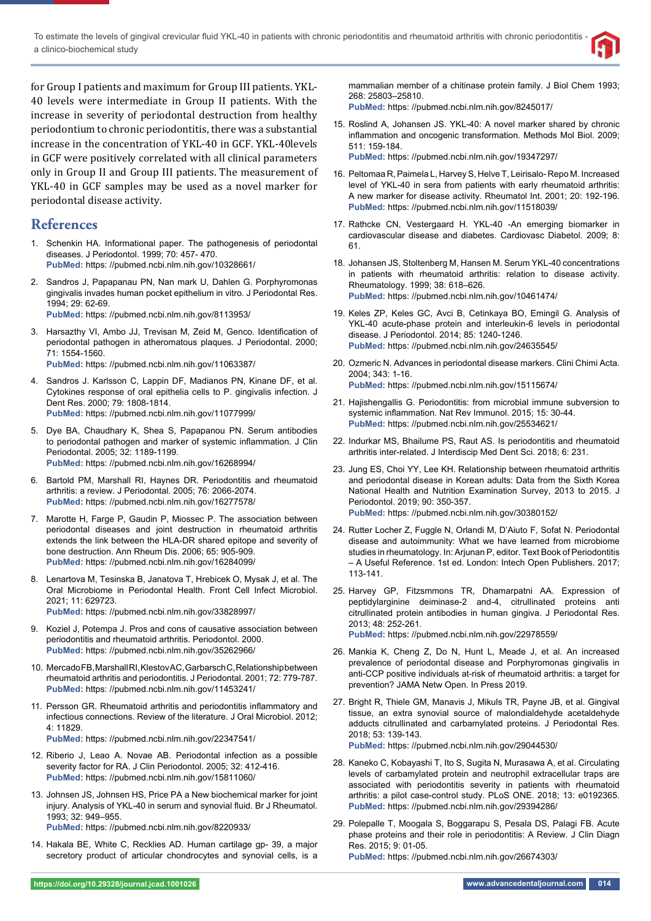for Group I patients and maximum for Group III patients. YKL-40 levels were intermediate in Group II patients. With the increase in severity of periodontal destruction from healthy periodontium to chronic periodontitis, there was a substantial increase in the concentration of YKL-40 in GCF. YKL-40levels in GCF were positively correlated with all clinical parameters only in Group II and Group III patients. The measurement of YKL-40 in GCF samples may be used as a novel marker for periodontal disease activity.

## References

1. Schenkin HA. Informational paper. The pathogenesis of periodontal diseases. J Periodontol. 1999; 70: 457- 470.
   **PubMed:** https: //pubmed.ncbi.nlm.nih.gov/10328661/
2. Sandros J, Papapanau PN, Nan mark U, Dahlen G. Porphyromonas gingivalis invades human pocket epithelium in vitro. J Periodontal Res. 1994; 29: 62-69.
   **PubMed:** https: //pubmed.ncbi.nlm.nih.gov/8113953/
3. Harsazthy VI, Ambo JJ, Trevisan M, Zeid M, Genco. Identification of periodontal pathogen in atheromatous plaques. J Periodontal. 2000; 71: 1554-1560.
   **PubMed:** https: //pubmed.ncbi.nlm.nih.gov/11063387/
4. Sandros J. Karlsson C, Lappin DF, Madianos PN, Kinane DF, et al. Cytokines response of oral epithelia cells to P. gingivalis infection. J Dent Res. 2000; 79: 1808-1814.
   **PubMed:** https: //pubmed.ncbi.nlm.nih.gov/11077999/
5. Dye BA, Chaudhary K, Shea S, Papapanou PN. Serum antibodies to periodontal pathogen and marker of systemic inflammation. J Clin Periodontol. 2005; 32: 1189-1199.
   **PubMed:** https: //pubmed.ncbi.nlm.nih.gov/16268994/
6. Bartold PM, Marshall RI, Haynes DR. Periodontitis and rheumatoid arthritis: a review. J Periodontal. 2005; 76: 2066-2074.
   **PubMed:** https: //pubmed.ncbi.nlm.nih.gov/16277578/
7. Marotte H, Farge P, Gaudin P, Miossec P. The association between periodontal diseases and joint destruction in rheumatoid arthritis extends the link between the HLA-DR shared epitope and severity of bone destruction. Ann Rheum Dis. 2006; 65: 905-909.
   **PubMed:** https: //pubmed.ncbi.nlm.nih.gov/16284099/
8. Lenartova M, Tesinska B, Janatova T, Hrebicek O, Mysak J, et al. The Oral Microbiome in Periodontal Health. Front Cell Infect Microbiol. 2021; 11: 629723.
   **PubMed:** https: //pubmed.ncbi.nlm.nih.gov/33828997/
9. Koziel J, Potempa J. Pros and cons of causative association between periodontitis and rheumatoid arthritis. Periodontol. 2000.
   **PubMed:** https: //pubmed.ncbi.nlm.nih.gov/35262966/
10. Mercado FB, Marshall RI, Klestov AC, Garbarsch C, Relationship between rheumatoid arthritis and periodontitis. J Periodontal. 2001; 72: 779-787.
    **PubMed:** https: //pubmed.ncbi.nlm.nih.gov/11453241/
11. Persson GR. Rheumatoid arthritis and periodontitis inflammatory and infectious connections. Review of the literature. J Oral Microbiol. 2012; 4: 11829.
    **PubMed:** https: //pubmed.ncbi.nlm.nih.gov/22347541/
12. Riberio J, Leao A. Novae AB. Periodontal infection as a possible severity factor for RA. J Clin Periodontol. 2005; 32: 412-416.
    **PubMed:** https: //pubmed.ncbi.nlm.nih.gov/15811060/
13. Johnsen JS, Johnsen HS, Price PA a New biochemical marker for joint injury. Analysis of YKL-40 in serum and synovial fluid. Br J Rheumatol. 1993; 32: 949–955.
    **PubMed:** https: //pubmed.ncbi.nlm.nih.gov/8220933/
14. Hakala BE, White C, Recklies AD. Human cartilage gp- 39, a major secretory product of articular chondrocytes and synovial cells, is a mammalian member of a chitinase protein family. J Biol Chem 1993; 268: 25803–25810.
    **PubMed:** https: //pubmed.ncbi.nlm.nih.gov/8245017/
15. Roslind A, Johansen JS. YKL-40: A novel marker shared by chronic inflammation and oncogenic transformation. Methods Mol Biol. 2009; 511: 159-184.
    **PubMed:** https: //pubmed.ncbi.nlm.nih.gov/19347297/
16. Peltomaa R, Paimela L, Harvey S, Helve T, Leirisalo- Repo M. Increased level of YKL-40 in sera from patients with early rheumatoid arthritis: A new marker for disease activity. Rheumatol Int. 2001; 20: 192-196.
    **PubMed:** https: //pubmed.ncbi.nlm.nih.gov/11518039/
17. Rathcke CN, Vestergaard H. YKL-40 -An emerging biomarker in cardiovascular disease and diabetes. Cardiovasc Diabetol. 2009; 8: 61.
18. Johansen JS, Stoltenberg M, Hansen M. Serum YKL-40 concentrations in patients with rheumatoid arthritis: relation to disease activity. Rheumatology. 1999; 38: 618–626.
    **PubMed:** https: //pubmed.ncbi.nlm.nih.gov/10461474/
19. Keles ZP, Keles GC, Avci B, Cetinkaya BO, Emingil G. Analysis of YKL-40 acute-phase protein and interleukin-6 levels in periodontal disease. J Periodontol. 2014; 85: 1240-1246.
    **PubMed:** https: //pubmed.ncbi.nlm.nih.gov/24635545/
20. Ozmeric N. Advances in periodontal disease markers. Clini Chimi Acta. 2004; 343: 1-16.
    **PubMed:** https: //pubmed.ncbi.nlm.nih.gov/15115674/
21. Hajishengallis G. Periodontitis: from microbial immune subversion to systemic inflammation. Nat Rev Immunol. 2015; 15: 30-44.
    **PubMed:** https: //pubmed.ncbi.nlm.nih.gov/25534621/
22. Indurkar MS, Bhailume PS, Raut AS. Is periodontitis and rheumatoid arthritis inter-related. J Interdiscip Med Dent Sci. 2018; 6: 231.
23. Jung ES, Choi YY, Lee KH. Relationship between rheumatoid arthritis and periodontal disease in Korean adults: Data from the Sixth Korea National Health and Nutrition Examination Survey, 2013 to 2015. J Periodontol. 2019; 90: 350-357.
    **PubMed:** https: //pubmed.ncbi.nlm.nih.gov/30380152/
24. Rutter Locher Z, Fuggle N, Orlandi M, D'Aiuto F, Sofat N. Periodontal disease and autoimmunity: What we have learned from microbiome studies in rheumatology. In: Arjunan P, editor. Text Book of Periodontitis – A Useful Reference. 1st ed. London: Intech Open Publishers. 2017; 113-141.
25. Harvey GP, Fitzsmmons TR, Dhamarpatni AA. Expression of peptidylarginine deiminase-2 and-4, citrullinated proteins anti citrullinated protein antibodies in human gingiva. J Periodontal Res. 2013; 48: 252-261.
    **PubMed:** https: //pubmed.ncbi.nlm.nih.gov/22978559/
26. Mankia K, Cheng Z, Do N, Hunt L, Meade J, et al. An increased prevalence of periodontal disease and Porphyromonas gingivalis in anti-CCP positive individuals at-risk of rheumatoid arthritis: a target for prevention? JAMA Netw Open. In Press 2019.
27. Bright R, Thiele GM, Manavis J, Mikuls TR, Payne JB, et al. Gingival tissue, an extra synovial source of malondialdehyde acetaldehyde adducts citrullinated and carbamylated proteins. J Periodontal Res. 2018; 53: 139-143.
    **PubMed:** https: //pubmed.ncbi.nlm.nih.gov/29044530/
28. Kaneko C, Kobayashi T, Ito S, Sugita N, Murasawa A, et al. Circulating levels of carbamylated protein and neutrophil extracellular traps are associated with periodontitis severity in patients with rheumatoid arthritis: a pilot case-control study. PLoS ONE. 2018; 13: e0192365.
    **PubMed:** https: //pubmed.ncbi.nlm.nih.gov/29394286/
29. Polepalle T, Moogala S, Boggarapu S, Pesala DS, Palagi FB. Acute phase proteins and their role in periodontitis: A Review. J Clin Diagn Res. 2015; 9: 01-05.
    **PubMed:** https: //pubmed.ncbi.nlm.nih.gov/26674303/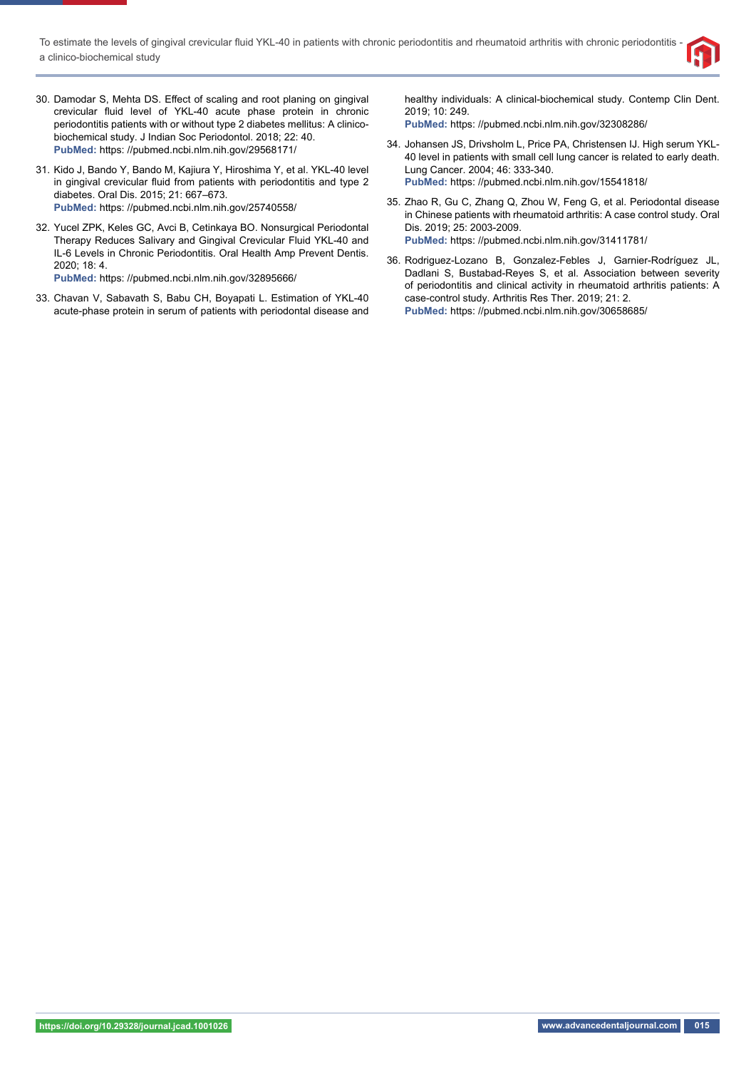30. Damodar S, Mehta DS. Effect of scaling and root planing on gingival crevicular fluid level of YKL-40 acute phase protein in chronic periodontitis patients with or without type 2 diabetes mellitus: A clinico-biochemical study. J Indian Soc Periodontol. 2018; 22: 40.
**PubMed:** https: //pubmed.ncbi.nlm.nih.gov/29568171/

31. Kido J, Bando Y, Bando M, Kajiura Y, Hiroshima Y, et al. YKL-40 level in gingival crevicular fluid from patients with periodontitis and type 2 diabetes. Oral Dis. 2015; 21: 667–673.
**PubMed:** https: //pubmed.ncbi.nlm.nih.gov/25740558/

32. Yucel ZPK, Keles GC, Avci B, Cetinkaya BO. Nonsurgical Periodontal Therapy Reduces Salivary and Gingival Crevicular Fluid YKL-40 and IL-6 Levels in Chronic Periodontitis. Oral Health Amp Prevent Dentis. 2020; 18: 4.
**PubMed:** https: //pubmed.ncbi.nlm.nih.gov/32895666/

33. Chavan V, Sabavath S, Babu CH, Boyapati L. Estimation of YKL-40 acute-phase protein in serum of patients with periodontal disease and healthy individuals: A clinical-biochemical study. Contemp Clin Dent. 2019; 10: 249.
**PubMed:** https: //pubmed.ncbi.nlm.nih.gov/32308286/

34. Johansen JS, Drivsholm L, Price PA, Christensen IJ. High serum YKL-40 level in patients with small cell lung cancer is related to early death. Lung Cancer. 2004; 46: 333-340.
**PubMed:** https: //pubmed.ncbi.nlm.nih.gov/15541818/

35. Zhao R, Gu C, Zhang Q, Zhou W, Feng G, et al. Periodontal disease in Chinese patients with rheumatoid arthritis: A case control study. Oral Dis. 2019; 25: 2003-2009.
**PubMed:** https: //pubmed.ncbi.nlm.nih.gov/31411781/

36. Rodriguez-Lozano B, Gonzalez-Febles J, Garnier-Rodríguez JL, Dadlani S, Bustabad-Reyes S, et al. Association between severity of periodontitis and clinical activity in rheumatoid arthritis patients: A case-control study. Arthritis Res Ther. 2019; 21: 2.
**PubMed:** https: //pubmed.ncbi.nlm.nih.gov/30658685/